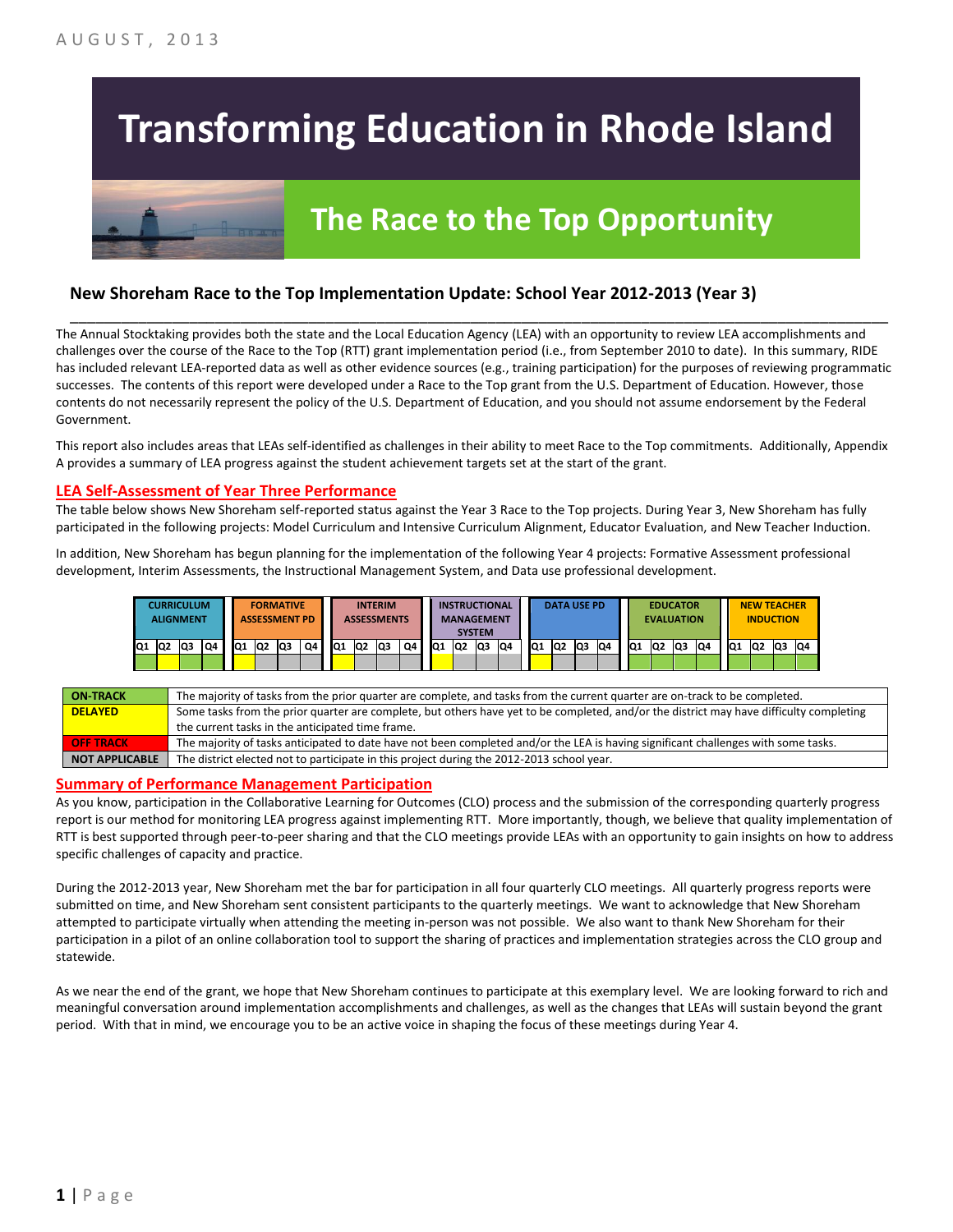AUGUST, 2013

# Transforming Education in Rhode Island

## The Race to the Top Opportunity

### New Shoreham Race to the Top Implementation Update: School Year 2012-2013 (Year 3)

The Annual Stocktaking provides both the state and the Local Education Agency (LEA) with an opportunity to review LEA accomplishments and challenges over the course of the Race to the Top (RTT) grant implementation period (i.e., from September 2010 to date). In this summary, RIDE has included relevant LEA-reported data as well as other evidence sources (e.g., training participation) for the purposes of reviewing programmatic successes. The contents of this report were developed under a Race to the Top grant from the U.S. Department of Education. However, those contents do not necessarily represent the policy of the U.S. Department of Education, and you should not assume endorsement by the Federal Government.

This report also includes areas that LEAs self-identified as challenges in their ability to meet Race to the Top commitments. Additionally, Appendix A provides a summary of LEA progress against the student achievement targets set at the start of the grant.

## LEA Self-Assessment of Year Three Performance

The table below shows New Shoreham self-reported status against the Year 3 Race to the Top projects. During Year 3, New Shoreham has fully participated in the following projects: Model Curriculum and Intensive Curriculum Alignment, Educator Evaluation, and New Teacher Induction.

In addition, New Shoreham has begun planning for the implementation of the following Year 4 projects: Formative Assessment professional development, Interim Assessments, the Instructional Management System, and Data use professional development.

| CURRICULUM ALIGNMENT | | | | FORMATIVE ASSESSMENT PD | | | | INTERIM ASSESSMENTS | | | | INSTRUCTIONAL MANAGEMENT SYSTEM | | | | DATA USE PD | | | | EDUCATOR EVALUATION | | | | NEW TEACHER INDUCTION | | | |
|---|---|---|---|---|---|---|---|---|---|---|---|---|---|---|---|---|---|---|---|---|---|---|---|---|---|---|---|
| Q1 | Q2 | Q3 | Q4 | Q1 | Q2 | Q3 | Q4 | Q1 | Q2 | Q3 | Q4 | Q1 | Q2 | Q3 | Q4 | Q1 | Q2 | Q3 | Q4 | Q1 | Q2 | Q3 | Q4 | Q1 | Q2 | Q3 | Q4 |
| On-Track | Delayed | On-Track | On-Track | Not Applicable | Delayed | Not Applicable | Not Applicable | Delayed | Not Applicable | Not Applicable | Not Applicable | Delayed | Not Applicable | Not Applicable | Not Applicable | Delayed | Not Applicable | Not Applicable | Not Applicable | On-Track | On-Track | On-Track | On-Track | On-Track | On-Track | On-Track | On-Track |

| | |
|---|---|
| ON-TRACK | The majority of tasks from the prior quarter are complete, and tasks from the current quarter are on-track to be completed. |
| DELAYED | Some tasks from the prior quarter are complete, but others have yet to be completed, and/or the district may have difficulty completing the current tasks in the anticipated time frame. |
| OFF TRACK | The majority of tasks anticipated to date have not been completed and/or the LEA is having significant challenges with some tasks. |
| NOT APPLICABLE | The district elected not to participate in this project during the 2012-2013 school year. |

## Summary of Performance Management Participation

As you know, participation in the Collaborative Learning for Outcomes (CLO) process and the submission of the corresponding quarterly progress report is our method for monitoring LEA progress against implementing RTT. More importantly, though, we believe that quality implementation of RTT is best supported through peer-to-peer sharing and that the CLO meetings provide LEAs with an opportunity to gain insights on how to address specific challenges of capacity and practice.

During the 2012-2013 year, New Shoreham met the bar for participation in all four quarterly CLO meetings. All quarterly progress reports were submitted on time, and New Shoreham sent consistent participants to the quarterly meetings. We want to acknowledge that New Shoreham attempted to participate virtually when attending the meeting in-person was not possible. We also want to thank New Shoreham for their participation in a pilot of an online collaboration tool to support the sharing of practices and implementation strategies across the CLO group and statewide.

As we near the end of the grant, we hope that New Shoreham continues to participate at this exemplary level. We are looking forward to rich and meaningful conversation around implementation accomplishments and challenges, as well as the changes that LEAs will sustain beyond the grant period. With that in mind, we encourage you to be an active voice in shaping the focus of these meetings during Year 4.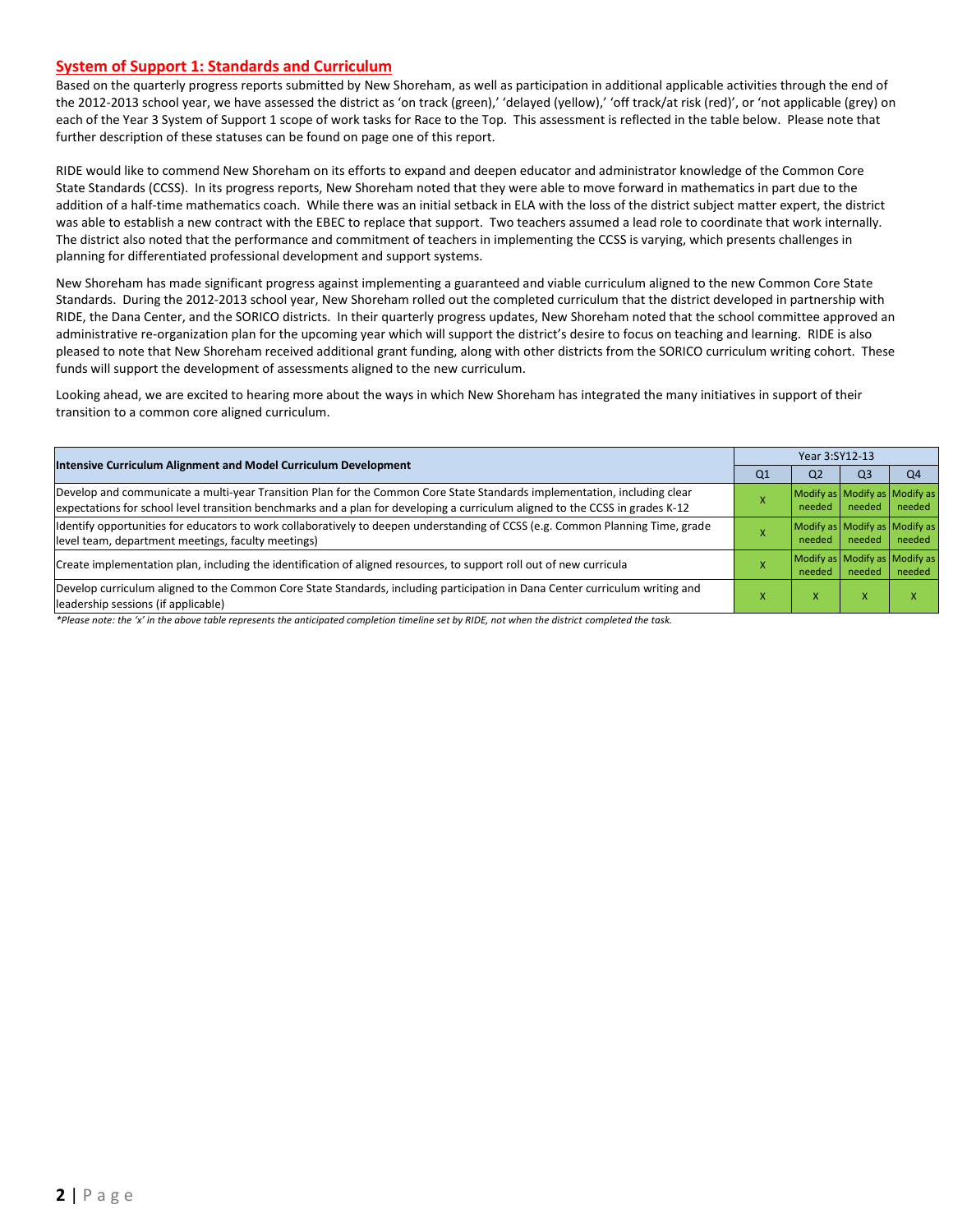## System of Support 1: Standards and Curriculum

Based on the quarterly progress reports submitted by New Shoreham, as well as participation in additional applicable activities through the end of the 2012-2013 school year, we have assessed the district as 'on track (green),' 'delayed (yellow),' 'off track/at risk (red)', or 'not applicable (grey) on each of the Year 3 System of Support 1 scope of work tasks for Race to the Top. This assessment is reflected in the table below. Please note that further description of these statuses can be found on page one of this report.

RIDE would like to commend New Shoreham on its efforts to expand and deepen educator and administrator knowledge of the Common Core State Standards (CCSS). In its progress reports, New Shoreham noted that they were able to move forward in mathematics in part due to the addition of a half-time mathematics coach. While there was an initial setback in ELA with the loss of the district subject matter expert, the district was able to establish a new contract with the EBEC to replace that support. Two teachers assumed a lead role to coordinate that work internally. The district also noted that the performance and commitment of teachers in implementing the CCSS is varying, which presents challenges in planning for differentiated professional development and support systems.

New Shoreham has made significant progress against implementing a guaranteed and viable curriculum aligned to the new Common Core State Standards. During the 2012-2013 school year, New Shoreham rolled out the completed curriculum that the district developed in partnership with RIDE, the Dana Center, and the SORICO districts. In their quarterly progress updates, New Shoreham noted that the school committee approved an administrative re-organization plan for the upcoming year which will support the district's desire to focus on teaching and learning. RIDE is also pleased to note that New Shoreham received additional grant funding, along with other districts from the SORICO curriculum writing cohort. These funds will support the development of assessments aligned to the new curriculum.

Looking ahead, we are excited to hearing more about the ways in which New Shoreham has integrated the many initiatives in support of their transition to a common core aligned curriculum.

| Intensive Curriculum Alignment and Model Curriculum Development | Year 3:SY12-13 | | | |
|---|---|---|---|---|
| | Q1 | Q2 | Q3 | Q4 |
| Develop and communicate a multi-year Transition Plan for the Common Core State Standards implementation, including clear expectations for school level transition benchmarks and a plan for developing a curriculum aligned to the CCSS in grades K-12 | X | Modify as needed | Modify as needed | Modify as needed |
| Identify opportunities for educators to work collaboratively to deepen understanding of CCSS (e.g. Common Planning Time, grade level team, department meetings, faculty meetings) | X | Modify as needed | Modify as needed | Modify as needed |
| Create implementation plan, including the identification of aligned resources, to support roll out of new curricula | X | Modify as needed | Modify as needed | Modify as needed |
| Develop curriculum aligned to the Common Core State Standards, including participation in Dana Center curriculum writing and leadership sessions (if applicable) | X | X | X | X |

*Please note: the 'x' in the above table represents the anticipated completion timeline set by RIDE, not when the district completed the task.*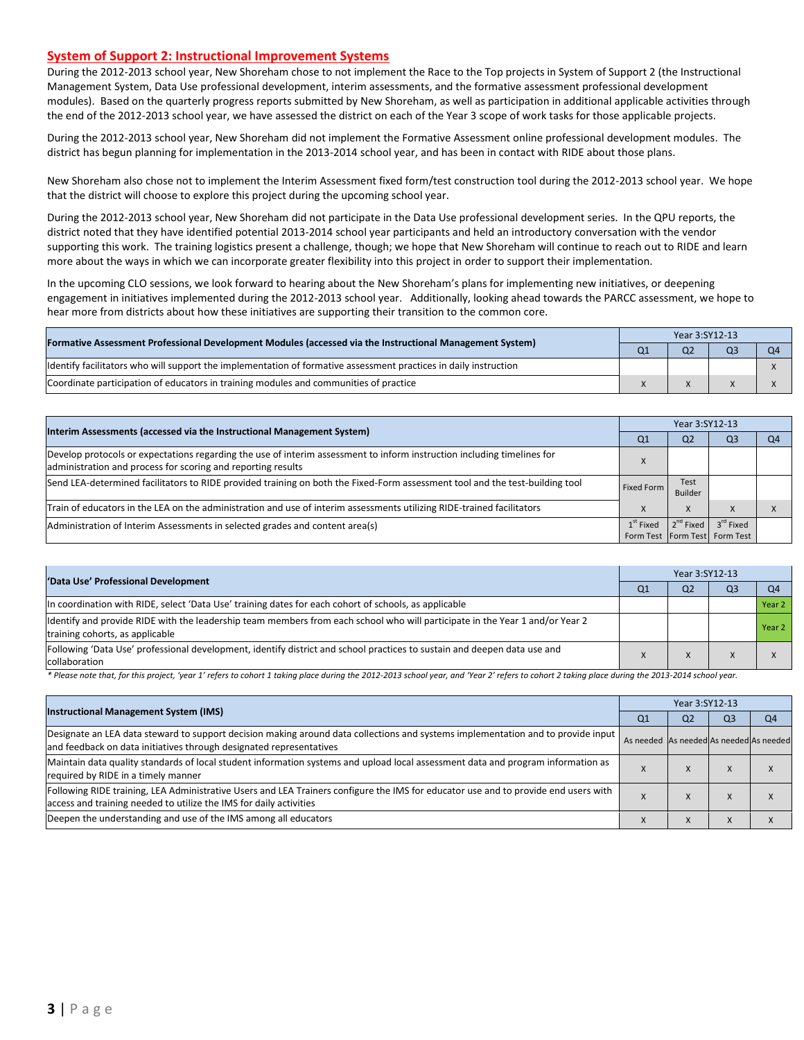## System of Support 2: Instructional Improvement Systems

During the 2012-2013 school year, New Shoreham chose to not implement the Race to the Top projects in System of Support 2 (the Instructional Management System, Data Use professional development, interim assessments, and the formative assessment professional development modules). Based on the quarterly progress reports submitted by New Shoreham, as well as participation in additional applicable activities through the end of the 2012-2013 school year, we have assessed the district on each of the Year 3 scope of work tasks for those applicable projects.

During the 2012-2013 school year, New Shoreham did not implement the Formative Assessment online professional development modules. The district has begun planning for implementation in the 2013-2014 school year, and has been in contact with RIDE about those plans.

New Shoreham also chose not to implement the Interim Assessment fixed form/test construction tool during the 2012-2013 school year. We hope that the district will choose to explore this project during the upcoming school year.

During the 2012-2013 school year, New Shoreham did not participate in the Data Use professional development series. In the QPU reports, the district noted that they have identified potential 2013-2014 school year participants and held an introductory conversation with the vendor supporting this work. The training logistics present a challenge, though; we hope that New Shoreham will continue to reach out to RIDE and learn more about the ways in which we can incorporate greater flexibility into this project in order to support their implementation.

In the upcoming CLO sessions, we look forward to hearing about the New Shoreham's plans for implementing new initiatives, or deepening engagement in initiatives implemented during the 2012-2013 school year. Additionally, looking ahead towards the PARCC assessment, we hope to hear more from districts about how these initiatives are supporting their transition to the common core.

| Formative Assessment Professional Development Modules (accessed via the Instructional Management System) | Year 3:SY12-13 | | | |
|---|---|---|---|---|
| | Q1 | Q2 | Q3 | Q4 |
| Identify facilitators who will support the implementation of formative assessment practices in daily instruction | | | | x |
| Coordinate participation of educators in training modules and communities of practice | x | x | x | x |

| Interim Assessments (accessed via the Instructional Management System) | Year 3:SY12-13 | | | |
|---|---|---|---|---|
| | Q1 | Q2 | Q3 | Q4 |
| Develop protocols or expectations regarding the use of interim assessment to inform instruction including timelines for administration and process for scoring and reporting results | x | | | |
| Send LEA-determined facilitators to RIDE provided training on both the Fixed-Form assessment tool and the test-building tool | Fixed Form | Test Builder | | |
| Train of educators in the LEA on the administration and use of interim assessments utilizing RIDE-trained facilitators | x | x | x | x |
| Administration of Interim Assessments in selected grades and content area(s) | 1st Fixed Form Test | 2nd Fixed Form Test | 3rd Fixed Form Test | |

| 'Data Use' Professional Development | Year 3:SY12-13 | | | |
|---|---|---|---|---|
| | Q1 | Q2 | Q3 | Q4 |
| In coordination with RIDE, select 'Data Use' training dates for each cohort of schools, as applicable | | | | Year 2 |
| Identify and provide RIDE with the leadership team members from each school who will participate in the Year 1 and/or Year 2 training cohorts, as applicable | | | | Year 2 |
| Following 'Data Use' professional development, identify district and school practices to sustain and deepen data use and collaboration | x | x | x | x |

*\* Please note that, for this project, 'year 1' refers to cohort 1 taking place during the 2012-2013 school year, and 'Year 2' refers to cohort 2 taking place during the 2013-2014 school year.*

| Instructional Management System (IMS) | Year 3:SY12-13 | | | |
|---|---|---|---|---|
| | Q1 | Q2 | Q3 | Q4 |
| Designate an LEA data steward to support decision making around data collections and systems implementation and to provide input and feedback on data initiatives through designated representatives | As needed | As needed | As needed | As needed |
| Maintain data quality standards of local student information systems and upload local assessment data and program information as required by RIDE in a timely manner | x | x | x | x |
| Following RIDE training, LEA Administrative Users and LEA Trainers configure the IMS for educator use and to provide end users with access and training needed to utilize the IMS for daily activities | x | x | x | x |
| Deepen the understanding and use of the IMS among all educators | x | x | x | x |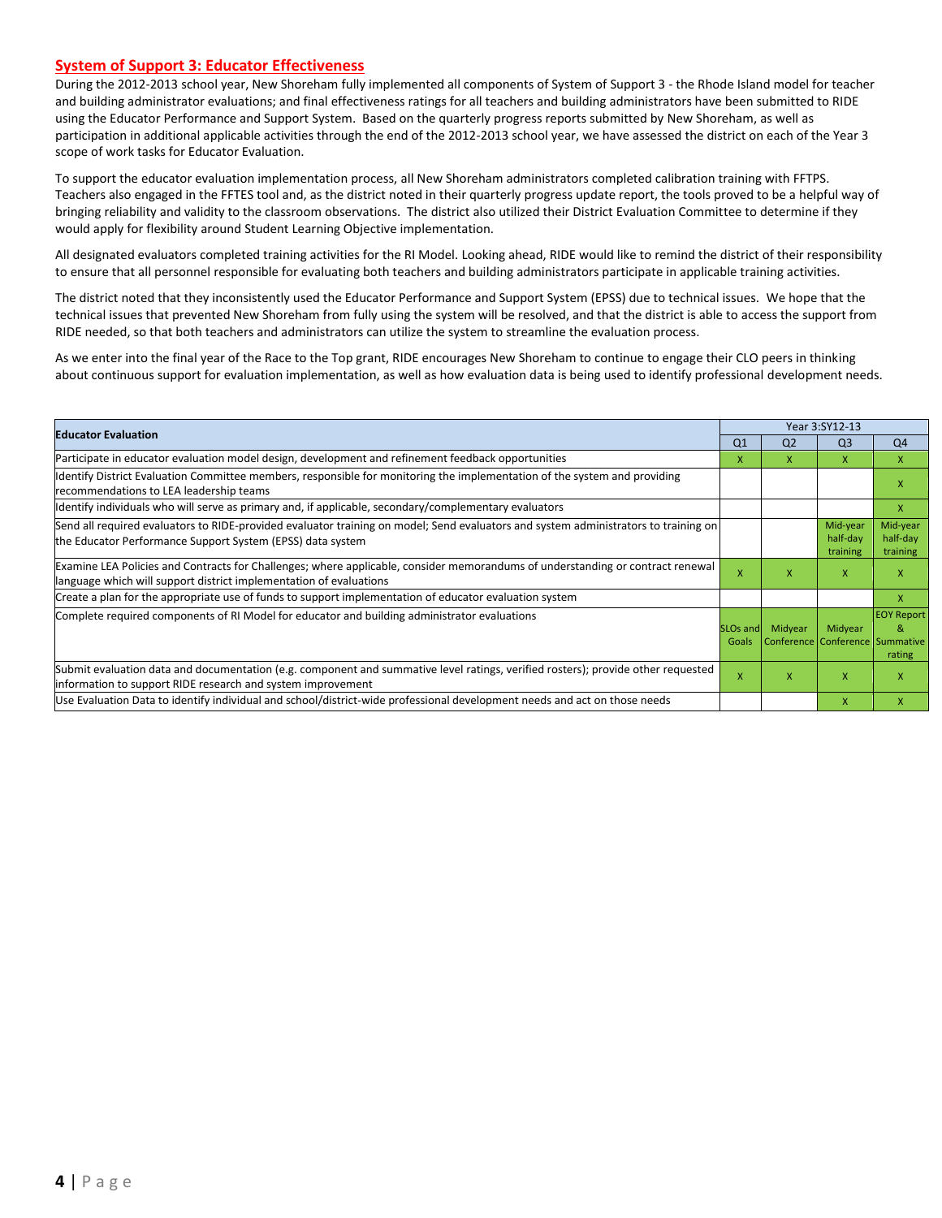## System of Support 3: Educator Effectiveness

During the 2012-2013 school year, New Shoreham fully implemented all components of System of Support 3 - the Rhode Island model for teacher and building administrator evaluations; and final effectiveness ratings for all teachers and building administrators have been submitted to RIDE using the Educator Performance and Support System. Based on the quarterly progress reports submitted by New Shoreham, as well as participation in additional applicable activities through the end of the 2012-2013 school year, we have assessed the district on each of the Year 3 scope of work tasks for Educator Evaluation.

To support the educator evaluation implementation process, all New Shoreham administrators completed calibration training with FFTPS. Teachers also engaged in the FFTES tool and, as the district noted in their quarterly progress update report, the tools proved to be a helpful way of bringing reliability and validity to the classroom observations. The district also utilized their District Evaluation Committee to determine if they would apply for flexibility around Student Learning Objective implementation.

All designated evaluators completed training activities for the RI Model. Looking ahead, RIDE would like to remind the district of their responsibility to ensure that all personnel responsible for evaluating both teachers and building administrators participate in applicable training activities.

The district noted that they inconsistently used the Educator Performance and Support System (EPSS) due to technical issues. We hope that the technical issues that prevented New Shoreham from fully using the system will be resolved, and that the district is able to access the support from RIDE needed, so that both teachers and administrators can utilize the system to streamline the evaluation process.

As we enter into the final year of the Race to the Top grant, RIDE encourages New Shoreham to continue to engage their CLO peers in thinking about continuous support for evaluation implementation, as well as how evaluation data is being used to identify professional development needs.

| Educator Evaluation | Year 3:SY12-13 | | | |
|---|---|---|---|---|
| | Q1 | Q2 | Q3 | Q4 |
| Participate in educator evaluation model design, development and refinement feedback opportunities | X | X | X | X |
| Identify District Evaluation Committee members, responsible for monitoring the implementation of the system and providing recommendations to LEA leadership teams | | | | X |
| Identify individuals who will serve as primary and, if applicable, secondary/complementary evaluators | | | | X |
| Send all required evaluators to RIDE-provided evaluator training on model; Send evaluators and system administrators to training on the Educator Performance Support System (EPSS) data system | | | Mid-year half-day training | Mid-year half-day training |
| Examine LEA Policies and Contracts for Challenges; where applicable, consider memorandums of understanding or contract renewal language which will support district implementation of evaluations | X | X | X | X |
| Create a plan for the appropriate use of funds to support implementation of educator evaluation system | | | | X |
| Complete required components of RI Model for educator and building administrator evaluations | SLOs and Goals | Midyear Conference | Midyear Conference | EOY Report & Summative rating |
| Submit evaluation data and documentation (e.g. component and summative level ratings, verified rosters); provide other requested information to support RIDE research and system improvement | X | X | X | X |
| Use Evaluation Data to identify individual and school/district-wide professional development needs and act on those needs | | | X | X |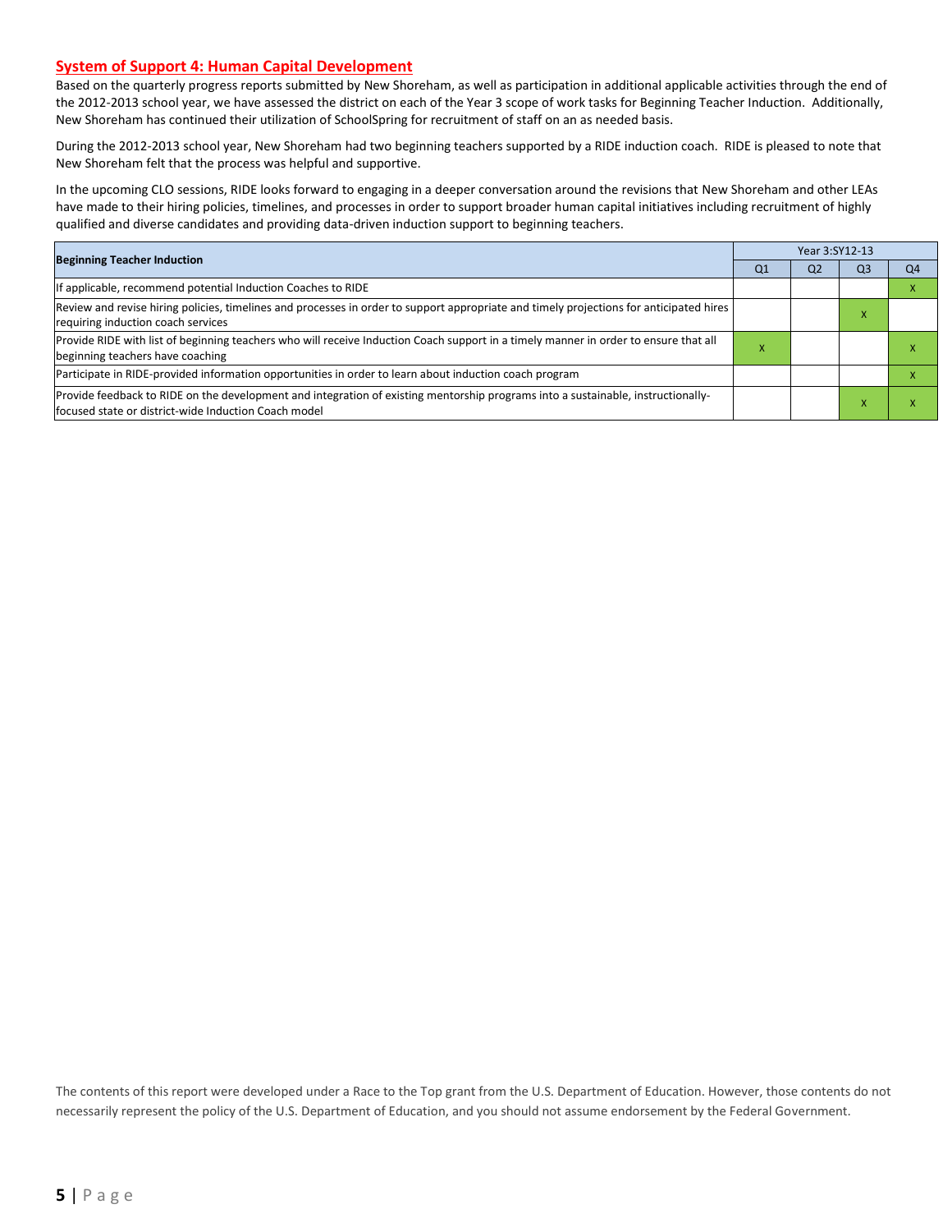## System of Support 4: Human Capital Development

Based on the quarterly progress reports submitted by New Shoreham, as well as participation in additional applicable activities through the end of the 2012-2013 school year, we have assessed the district on each of the Year 3 scope of work tasks for Beginning Teacher Induction. Additionally, New Shoreham has continued their utilization of SchoolSpring for recruitment of staff on an as needed basis.

During the 2012-2013 school year, New Shoreham had two beginning teachers supported by a RIDE induction coach. RIDE is pleased to note that New Shoreham felt that the process was helpful and supportive.

In the upcoming CLO sessions, RIDE looks forward to engaging in a deeper conversation around the revisions that New Shoreham and other LEAs have made to their hiring policies, timelines, and processes in order to support broader human capital initiatives including recruitment of highly qualified and diverse candidates and providing data-driven induction support to beginning teachers.

| Beginning Teacher Induction | Year 3:SY12-13 | | | |
|---|---|---|---|---|
| | Q1 | Q2 | Q3 | Q4 |
| If applicable, recommend potential Induction Coaches to RIDE | | | | x |
| Review and revise hiring policies, timelines and processes in order to support appropriate and timely projections for anticipated hires requiring induction coach services | | | x | |
| Provide RIDE with list of beginning teachers who will receive Induction Coach support in a timely manner in order to ensure that all beginning teachers have coaching | x | | | x |
| Participate in RIDE-provided information opportunities in order to learn about induction coach program | | | | x |
| Provide feedback to RIDE on the development and integration of existing mentorship programs into a sustainable, instructionally-focused state or district-wide Induction Coach model | | | x | x |

The contents of this report were developed under a Race to the Top grant from the U.S. Department of Education. However, those contents do not necessarily represent the policy of the U.S. Department of Education, and you should not assume endorsement by the Federal Government.